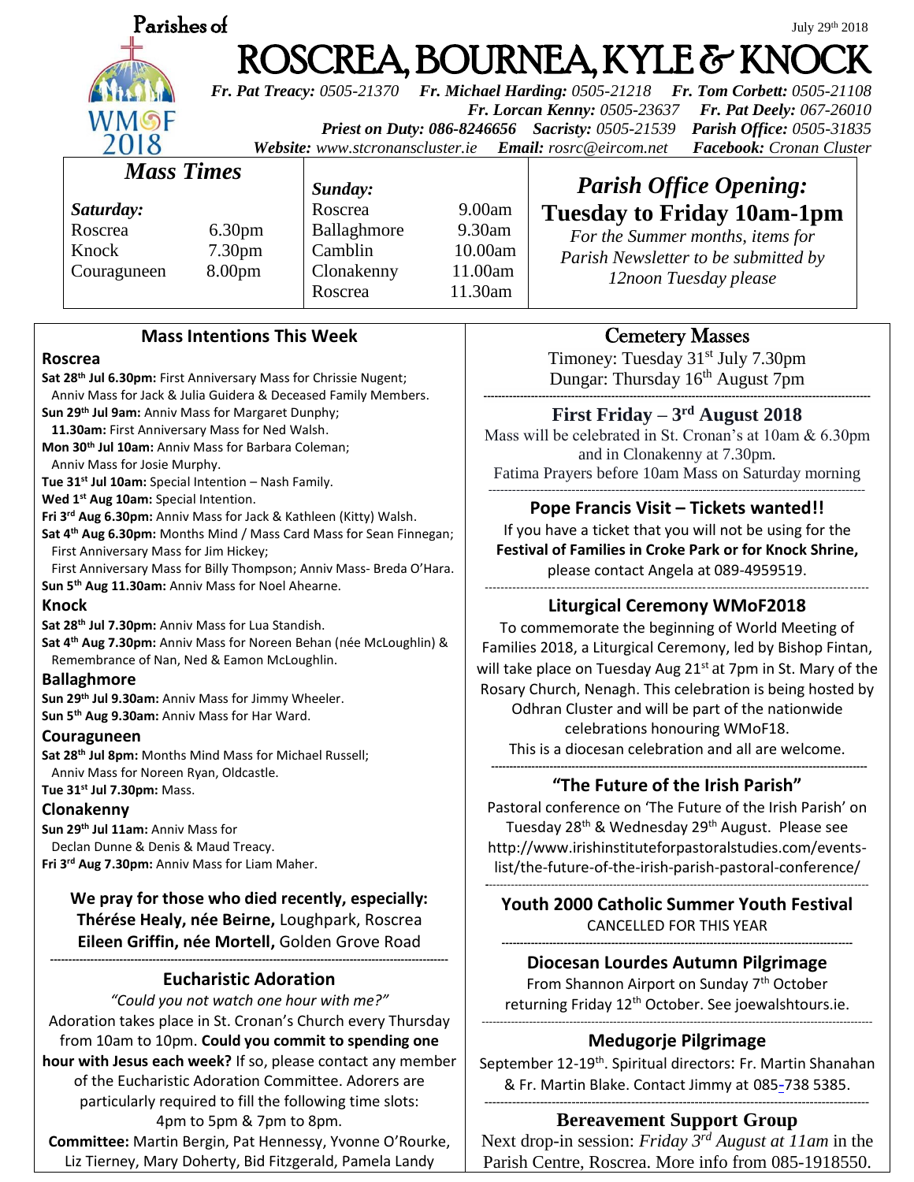Parishes of

July 29th 2018

# ROSCREA, BOURNEA, KYLE & KNOCK

***Fr. Pat Treacy:*** *0505-21370* ***Fr. Michael Harding:*** *0505-21218* ***Fr. Tom Corbett:*** *0505-21108*
***Fr. Lorcan Kenny:*** *0505-23637* ***Fr. Pat Deely:*** *067-26010*
***Priest on Duty: 086-8246656*** ***Sacristy:*** *0505-21539* ***Parish Office:*** *0505-31835*
***Website:*** *www.stcronanscluster.ie* ***Email:*** *rosrc@eircom.net* ***Facebook:*** *Cronan Cluster*

WMoF 2018

## *Mass Times*

***Saturday:***

| | |
|---|---|
| Roscrea | 6.30pm |
| Knock | 7.30pm |
| Couraguneen | 8.00pm |

***Sunday:***

| | |
|---|---|
| Roscrea | 9.00am |
| Ballaghmore | 9.30am |
| Camblin | 10.00am |
| Clonakenny | 11.00am |
| Roscrea | 11.30am |

## *Parish Office Opening:*
## Tuesday to Friday 10am-1pm

*For the Summer months, items for Parish Newsletter to be submitted by 12noon Tuesday please*

### Mass Intentions This Week

**Roscrea**

**Sat 28th Jul 6.30pm:** First Anniversary Mass for Chrissie Nugent; Anniv Mass for Jack & Julia Guidera & Deceased Family Members.
**Sun 29th Jul 9am:** Anniv Mass for Margaret Dunphy;
**11.30am:** First Anniversary Mass for Ned Walsh.
**Mon 30th Jul 10am:** Anniv Mass for Barbara Coleman; Anniv Mass for Josie Murphy.
**Tue 31st Jul 10am:** Special Intention – Nash Family.
**Wed 1st Aug 10am:** Special Intention.
**Fri 3rd Aug 6.30pm:** Anniv Mass for Jack & Kathleen (Kitty) Walsh.
**Sat 4th Aug 6.30pm:** Months Mind / Mass Card Mass for Sean Finnegan; First Anniversary Mass for Jim Hickey; First Anniversary Mass for Billy Thompson; Anniv Mass- Breda O'Hara.
**Sun 5th Aug 11.30am:** Anniv Mass for Noel Ahearne.

**Knock**

**Sat 28th Jul 7.30pm:** Anniv Mass for Lua Standish.
**Sat 4th Aug 7.30pm:** Anniv Mass for Noreen Behan (née McLoughlin) & Remembrance of Nan, Ned & Eamon McLoughlin.

**Ballaghmore**

**Sun 29th Jul 9.30am:** Anniv Mass for Jimmy Wheeler.
**Sun 5th Aug 9.30am:** Anniv Mass for Har Ward.

**Couraguneen**

**Sat 28th Jul 8pm:** Months Mind Mass for Michael Russell; Anniv Mass for Noreen Ryan, Oldcastle.
**Tue 31st Jul 7.30pm:** Mass.

**Clonakenny**

**Sun 29th Jul 11am:** Anniv Mass for Declan Dunne & Denis & Maud Treacy.
**Fri 3rd Aug 7.30pm:** Anniv Mass for Liam Maher.

**We pray for those who died recently, especially:**
**Thérése Healy, née Beirne,** Loughpark, Roscrea
**Eileen Griffin, née Mortell,** Golden Grove Road

### Eucharistic Adoration

*"Could you not watch one hour with me?"*
Adoration takes place in St. Cronan's Church every Thursday from 10am to 10pm. **Could you commit to spending one hour with Jesus each week?** If so, please contact any member of the Eucharistic Adoration Committee. Adorers are particularly required to fill the following time slots: 4pm to 5pm & 7pm to 8pm.
**Committee:** Martin Bergin, Pat Hennessy, Yvonne O'Rourke, Liz Tierney, Mary Doherty, Bid Fitzgerald, Pamela Landy

### Cemetery Masses

Timoney: Tuesday 31st July 7.30pm
Dungar: Thursday 16th August 7pm

### First Friday – 3rd August 2018

Mass will be celebrated in St. Cronan's at 10am & 6.30pm and in Clonakenny at 7.30pm.
Fatima Prayers before 10am Mass on Saturday morning

### Pope Francis Visit – Tickets wanted!!

If you have a ticket that you will not be using for the **Festival of Families in Croke Park or for Knock Shrine,** please contact Angela at 089-4959519.

### Liturgical Ceremony WMoF2018

To commemorate the beginning of World Meeting of Families 2018, a Liturgical Ceremony, led by Bishop Fintan, will take place on Tuesday Aug 21st at 7pm in St. Mary of the Rosary Church, Nenagh. This celebration is being hosted by Odhran Cluster and will be part of the nationwide celebrations honouring WMoF18.
This is a diocesan celebration and all are welcome.

### "The Future of the Irish Parish"

Pastoral conference on 'The Future of the Irish Parish' on Tuesday 28th & Wednesday 29th August. Please see http://www.irishinstituteforpastoralstudies.com/events-list/the-future-of-the-irish-parish-pastoral-conference/

### Youth 2000 Catholic Summer Youth Festival

CANCELLED FOR THIS YEAR

### Diocesan Lourdes Autumn Pilgrimage

From Shannon Airport on Sunday 7th October returning Friday 12th October. See joewalshtours.ie.

### Medugorje Pilgrimage

September 12-19th. Spiritual directors: Fr. Martin Shanahan & Fr. Martin Blake. Contact Jimmy at 085-738 5385.

### Bereavement Support Group

Next drop-in session: *Friday 3rd August at 11am* in the Parish Centre, Roscrea. More info from 085-1918550.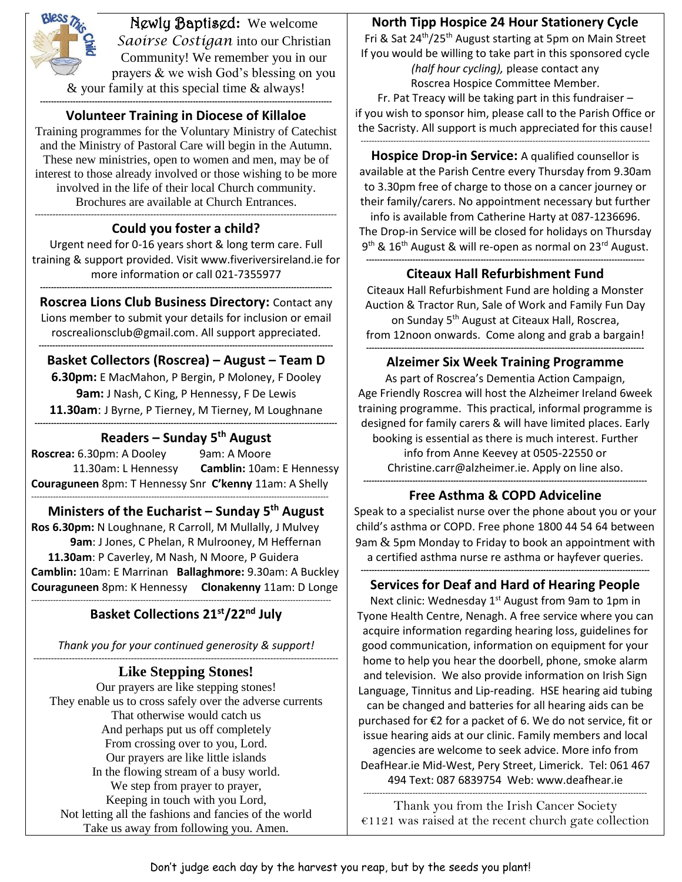**Newly Baptised:** We welcome *Saoirse Costigan* into our Christian Community! We remember you in our prayers & we wish God's blessing on you & your family at this special time & always!

## Volunteer Training in Diocese of Killaloe

Training programmes for the Voluntary Ministry of Catechist and the Ministry of Pastoral Care will begin in the Autumn. These new ministries, open to women and men, may be of interest to those already involved or those wishing to be more involved in the life of their local Church community. Brochures are available at Church Entrances.

## Could you foster a child?

Urgent need for 0-16 years short & long term care. Full training & support provided. Visit www.fiveriversireland.ie for more information or call 021-7355977

**Roscrea Lions Club Business Directory:** Contact any Lions member to submit your details for inclusion or email roscrealionsclub@gmail.com. All support appreciated.

## Basket Collectors (Roscrea) – August – Team D

**6.30pm:** E MacMahon, P Bergin, P Moloney, F Dooley
**9am:** J Nash, C King, P Hennessy, F De Lewis
**11.30am**: J Byrne, P Tierney, M Tierney, M Loughnane

## Readers – Sunday 5th August

**Roscrea:** 6.30pm: A Dooley 9am: A Moore
11.30am: L Hennessy **Camblin:** 10am: E Hennessy
**Couraguneen** 8pm: T Hennessy Snr **C'kenny** 11am: A Shelly

## Ministers of the Eucharist – Sunday 5th August

**Ros 6.30pm:** N Loughnane, R Carroll, M Mullally, J Mulvey
**9am**: J Jones, C Phelan, R Mulrooney, M Heffernan
**11.30am**: P Caverley, M Nash, N Moore, P Guidera
**Camblin:** 10am: E Marrinan **Ballaghmore:** 9.30am: A Buckley
**Couraguneen** 8pm: K Hennessy **Clonakenny** 11am: D Longe

## Basket Collections 21st/22nd July

*Thank you for your continued generosity & support!*

## Like Stepping Stones!

Our prayers are like stepping stones!
They enable us to cross safely over the adverse currents
That otherwise would catch us
And perhaps put us off completely
From crossing over to you, Lord.
Our prayers are like little islands
In the flowing stream of a busy world.
We step from prayer to prayer,
Keeping in touch with you Lord,
Not letting all the fashions and fancies of the world
Take us away from following you. Amen.

## North Tipp Hospice 24 Hour Stationery Cycle

Fri & Sat 24th/25th August starting at 5pm on Main Street
If you would be willing to take part in this sponsored cycle *(half hour cycling),* please contact any Roscrea Hospice Committee Member.
Fr. Pat Treacy will be taking part in this fundraiser – if you wish to sponsor him, please call to the Parish Office or the Sacristy. All support is much appreciated for this cause!

**Hospice Drop-in Service:** A qualified counsellor is available at the Parish Centre every Thursday from 9.30am to 3.30pm free of charge to those on a cancer journey or their family/carers. No appointment necessary but further info is available from Catherine Harty at 087-1236696. The Drop-in Service will be closed for holidays on Thursday 9th & 16th August & will re-open as normal on 23rd August.

## Citeaux Hall Refurbishment Fund

Citeaux Hall Refurbishment Fund are holding a Monster Auction & Tractor Run, Sale of Work and Family Fun Day on Sunday 5th August at Citeaux Hall, Roscrea, from 12noon onwards. Come along and grab a bargain!

## Alzeimer Six Week Training Programme

As part of Roscrea's Dementia Action Campaign, Age Friendly Roscrea will host the Alzheimer Ireland 6week training programme. This practical, informal programme is designed for family carers & will have limited places. Early booking is essential as there is much interest. Further info from Anne Keevey at 0505-22550 or Christine.carr@alzheimer.ie. Apply on line also.

## Free Asthma & COPD Adviceline

Speak to a specialist nurse over the phone about you or your child's asthma or COPD. Free phone 1800 44 54 64 between 9am & 5pm Monday to Friday to book an appointment with a certified asthma nurse re asthma or hayfever queries.

## Services for Deaf and Hard of Hearing People

Next clinic: Wednesday 1st August from 9am to 1pm in Tyone Health Centre, Nenagh. A free service where you can acquire information regarding hearing loss, guidelines for good communication, information on equipment for your home to help you hear the doorbell, phone, smoke alarm and television. We also provide information on Irish Sign Language, Tinnitus and Lip-reading. HSE hearing aid tubing can be changed and batteries for all hearing aids can be purchased for €2 for a packet of 6. We do not service, fit or issue hearing aids at our clinic. Family members and local agencies are welcome to seek advice. More info from DeafHear.ie Mid-West, Pery Street, Limerick. Tel: 061 467 494 Text: 087 6839754 Web: www.deafhear.ie

Thank you from the Irish Cancer Society
€1121 was raised at the recent church gate collection

Don't judge each day by the harvest you reap, but by the seeds you plant!